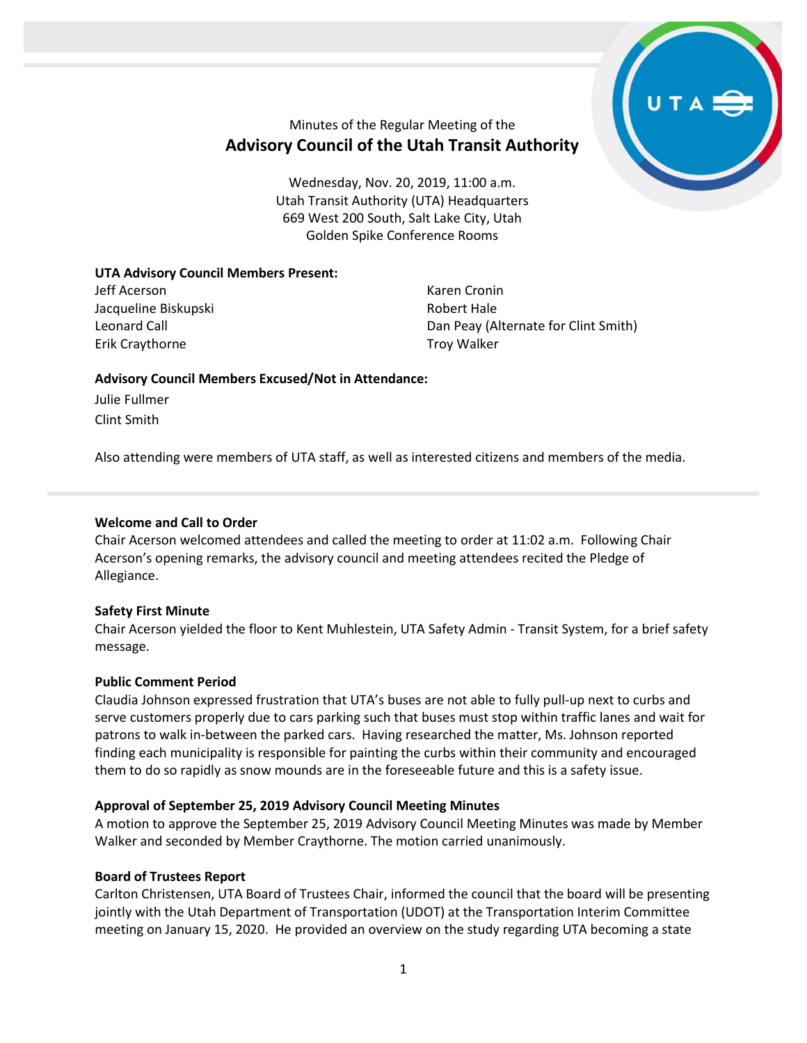Minutes of the Regular Meeting of the

# Advisory Council of the Utah Transit Authority

Wednesday, Nov. 20, 2019, 11:00 a.m.
Utah Transit Authority (UTA) Headquarters
669 West 200 South, Salt Lake City, Utah
Golden Spike Conference Rooms

**UTA Advisory Council Members Present:**

Jeff Acerson
Jacqueline Biskupski
Leonard Call
Erik Craythorne
Karen Cronin
Robert Hale
Dan Peay (Alternate for Clint Smith)
Troy Walker

**Advisory Council Members Excused/Not in Attendance:**

Julie Fullmer
Clint Smith

Also attending were members of UTA staff, as well as interested citizens and members of the media.

**Welcome and Call to Order**

Chair Acerson welcomed attendees and called the meeting to order at 11:02 a.m. Following Chair Acerson's opening remarks, the advisory council and meeting attendees recited the Pledge of Allegiance.

**Safety First Minute**

Chair Acerson yielded the floor to Kent Muhlestein, UTA Safety Admin - Transit System, for a brief safety message.

**Public Comment Period**

Claudia Johnson expressed frustration that UTA's buses are not able to fully pull-up next to curbs and serve customers properly due to cars parking such that buses must stop within traffic lanes and wait for patrons to walk in-between the parked cars. Having researched the matter, Ms. Johnson reported finding each municipality is responsible for painting the curbs within their community and encouraged them to do so rapidly as snow mounds are in the foreseeable future and this is a safety issue.

**Approval of September 25, 2019 Advisory Council Meeting Minutes**

A motion to approve the September 25, 2019 Advisory Council Meeting Minutes was made by Member Walker and seconded by Member Craythorne. The motion carried unanimously.

**Board of Trustees Report**

Carlton Christensen, UTA Board of Trustees Chair, informed the council that the board will be presenting jointly with the Utah Department of Transportation (UDOT) at the Transportation Interim Committee meeting on January 15, 2020. He provided an overview on the study regarding UTA becoming a state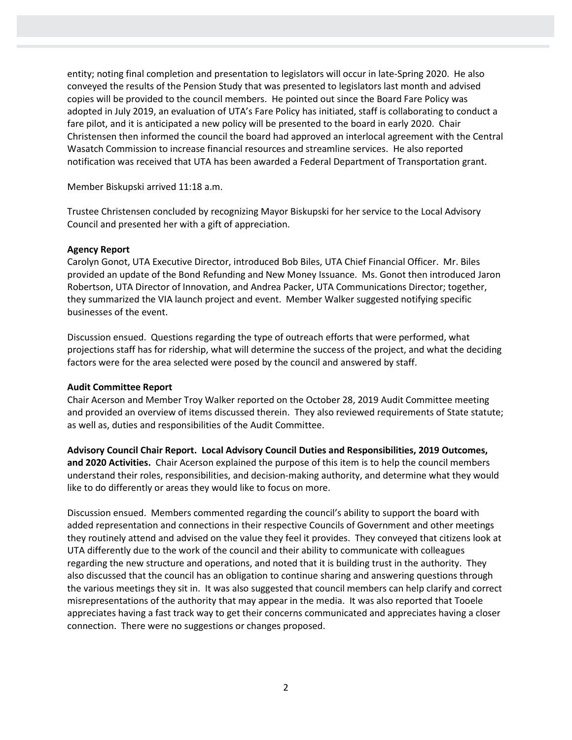entity; noting final completion and presentation to legislators will occur in late-Spring 2020. He also conveyed the results of the Pension Study that was presented to legislators last month and advised copies will be provided to the council members. He pointed out since the Board Fare Policy was adopted in July 2019, an evaluation of UTA's Fare Policy has initiated, staff is collaborating to conduct a fare pilot, and it is anticipated a new policy will be presented to the board in early 2020. Chair Christensen then informed the council the board had approved an interlocal agreement with the Central Wasatch Commission to increase financial resources and streamline services. He also reported notification was received that UTA has been awarded a Federal Department of Transportation grant.

Member Biskupski arrived 11:18 a.m.

Trustee Christensen concluded by recognizing Mayor Biskupski for her service to the Local Advisory Council and presented her with a gift of appreciation.

**Agency Report**
Carolyn Gonot, UTA Executive Director, introduced Bob Biles, UTA Chief Financial Officer. Mr. Biles provided an update of the Bond Refunding and New Money Issuance. Ms. Gonot then introduced Jaron Robertson, UTA Director of Innovation, and Andrea Packer, UTA Communications Director; together, they summarized the VIA launch project and event. Member Walker suggested notifying specific businesses of the event.

Discussion ensued. Questions regarding the type of outreach efforts that were performed, what projections staff has for ridership, what will determine the success of the project, and what the deciding factors were for the area selected were posed by the council and answered by staff.

**Audit Committee Report**
Chair Acerson and Member Troy Walker reported on the October 28, 2019 Audit Committee meeting and provided an overview of items discussed therein. They also reviewed requirements of State statute; as well as, duties and responsibilities of the Audit Committee.

**Advisory Council Chair Report. Local Advisory Council Duties and Responsibilities, 2019 Outcomes, and 2020 Activities.** Chair Acerson explained the purpose of this item is to help the council members understand their roles, responsibilities, and decision-making authority, and determine what they would like to do differently or areas they would like to focus on more.

Discussion ensued. Members commented regarding the council's ability to support the board with added representation and connections in their respective Councils of Government and other meetings they routinely attend and advised on the value they feel it provides. They conveyed that citizens look at UTA differently due to the work of the council and their ability to communicate with colleagues regarding the new structure and operations, and noted that it is building trust in the authority. They also discussed that the council has an obligation to continue sharing and answering questions through the various meetings they sit in. It was also suggested that council members can help clarify and correct misrepresentations of the authority that may appear in the media. It was also reported that Tooele appreciates having a fast track way to get their concerns communicated and appreciates having a closer connection. There were no suggestions or changes proposed.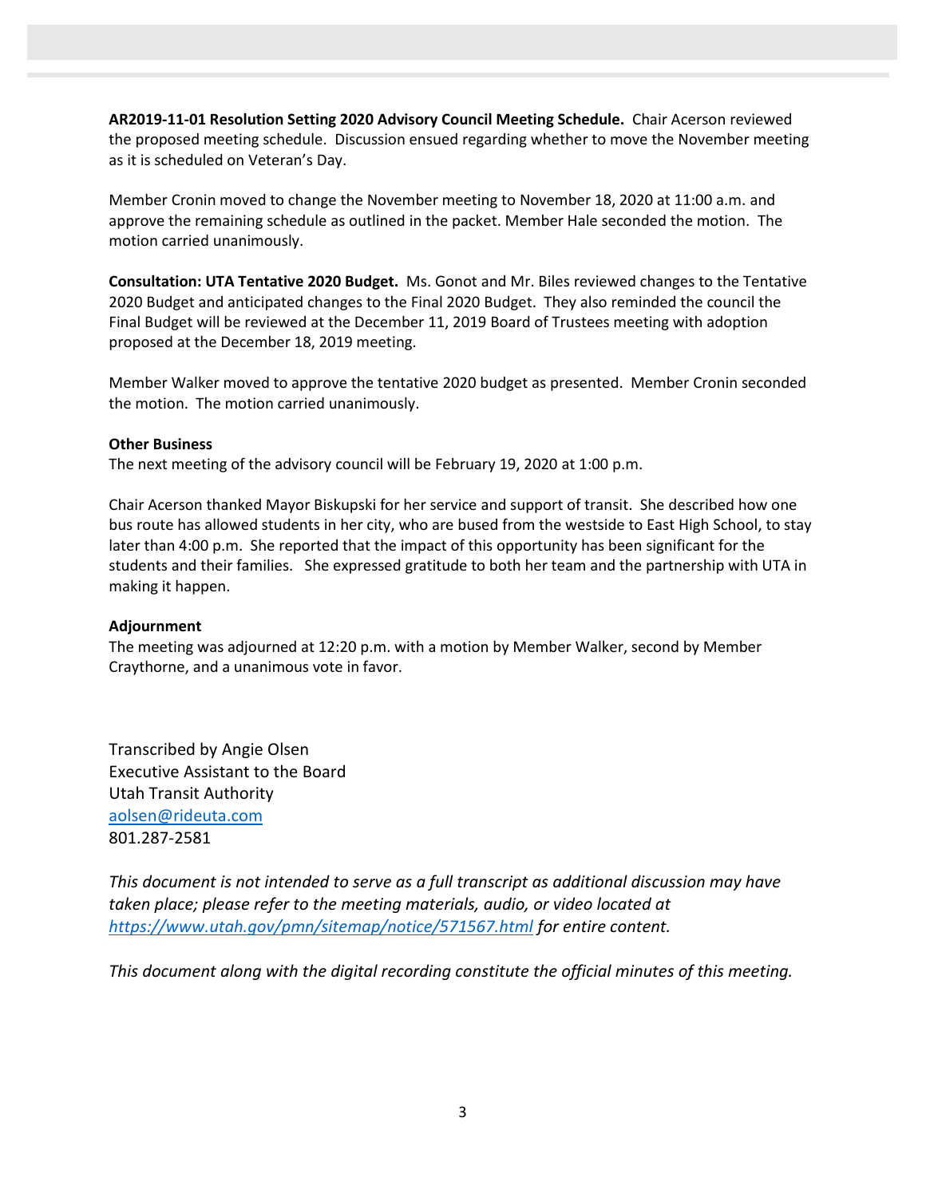**AR2019-11-01 Resolution Setting 2020 Advisory Council Meeting Schedule.** Chair Acerson reviewed the proposed meeting schedule. Discussion ensued regarding whether to move the November meeting as it is scheduled on Veteran's Day.

Member Cronin moved to change the November meeting to November 18, 2020 at 11:00 a.m. and approve the remaining schedule as outlined in the packet. Member Hale seconded the motion. The motion carried unanimously.

**Consultation: UTA Tentative 2020 Budget.** Ms. Gonot and Mr. Biles reviewed changes to the Tentative 2020 Budget and anticipated changes to the Final 2020 Budget. They also reminded the council the Final Budget will be reviewed at the December 11, 2019 Board of Trustees meeting with adoption proposed at the December 18, 2019 meeting.

Member Walker moved to approve the tentative 2020 budget as presented. Member Cronin seconded the motion. The motion carried unanimously.

**Other Business**
The next meeting of the advisory council will be February 19, 2020 at 1:00 p.m.

Chair Acerson thanked Mayor Biskupski for her service and support of transit. She described how one bus route has allowed students in her city, who are bused from the westside to East High School, to stay later than 4:00 p.m. She reported that the impact of this opportunity has been significant for the students and their families. She expressed gratitude to both her team and the partnership with UTA in making it happen.

**Adjournment**
The meeting was adjourned at 12:20 p.m. with a motion by Member Walker, second by Member Craythorne, and a unanimous vote in favor.

Transcribed by Angie Olsen
Executive Assistant to the Board
Utah Transit Authority
aolsen@rideuta.com
801.287-2581

*This document is not intended to serve as a full transcript as additional discussion may have taken place; please refer to the meeting materials, audio, or video located at https://www.utah.gov/pmn/sitemap/notice/571567.html for entire content.*

*This document along with the digital recording constitute the official minutes of this meeting.*